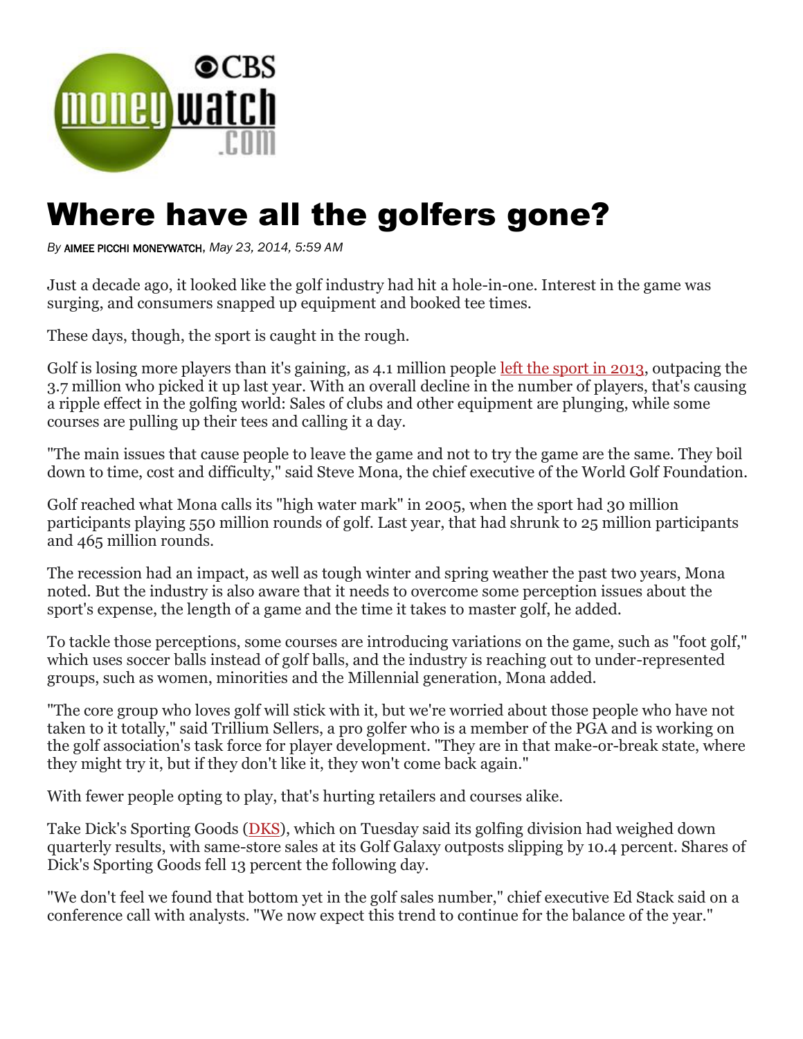# Where have all the golfers gone?

By AIMEE PICCHI MONEYWATCH, *May 23, 2014, 5:59 AM*

Just a decade ago, it looked like the golf industry had hit a hole-in-one. Interest in the game was surging, and consumers snapped up equipment and booked tee times.

These days, though, the sport is caught in the rough.

Golf is losing more players than it's gaining, as 4.1 million people left the sport in 2013, outpacing the 3.7 million who picked it up last year. With an overall decline in the number of players, that's causing a ripple effect in the golfing world: Sales of clubs and other equipment are plunging, while some courses are pulling up their tees and calling it a day.

"The main issues that cause people to leave the game and not to try the game are the same. They boil down to time, cost and difficulty," said Steve Mona, the chief executive of the World Golf Foundation.

Golf reached what Mona calls its "high water mark" in 2005, when the sport had 30 million participants playing 550 million rounds of golf. Last year, that had shrunk to 25 million participants and 465 million rounds.

The recession had an impact, as well as tough winter and spring weather the past two years, Mona noted. But the industry is also aware that it needs to overcome some perception issues about the sport's expense, the length of a game and the time it takes to master golf, he added.

To tackle those perceptions, some courses are introducing variations on the game, such as "foot golf," which uses soccer balls instead of golf balls, and the industry is reaching out to under-represented groups, such as women, minorities and the Millennial generation, Mona added.

"The core group who loves golf will stick with it, but we're worried about those people who have not taken to it totally," said Trillium Sellers, a pro golfer who is a member of the PGA and is working on the golf association's task force for player development. "They are in that make-or-break state, where they might try it, but if they don't like it, they won't come back again."

With fewer people opting to play, that's hurting retailers and courses alike.

Take Dick's Sporting Goods (DKS), which on Tuesday said its golfing division had weighed down quarterly results, with same-store sales at its Golf Galaxy outposts slipping by 10.4 percent. Shares of Dick's Sporting Goods fell 13 percent the following day.

"We don't feel we found that bottom yet in the golf sales number," chief executive Ed Stack said on a conference call with analysts. "We now expect this trend to continue for the balance of the year."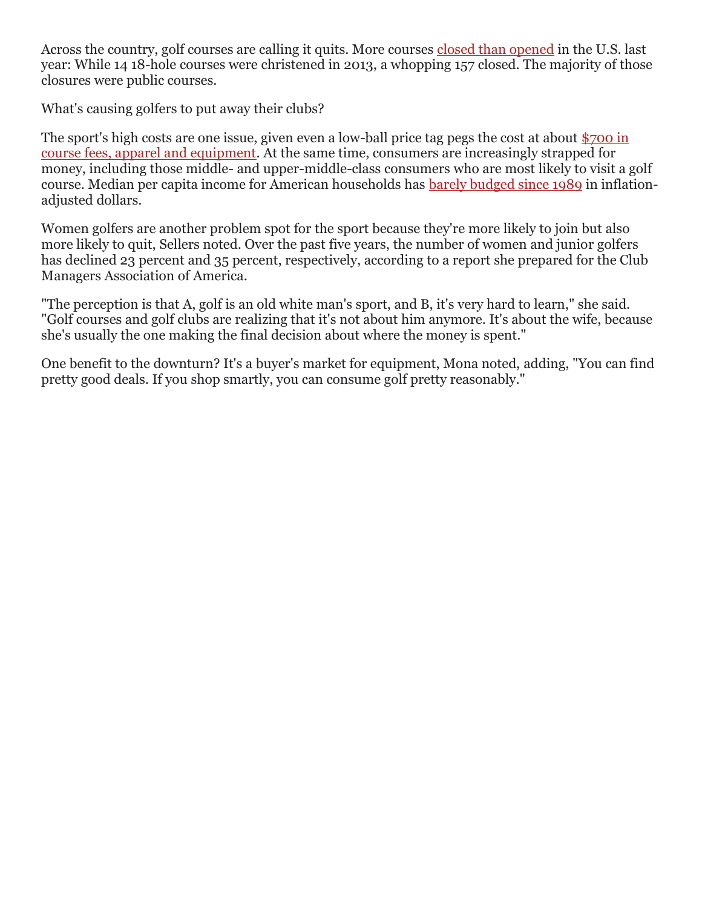Across the country, golf courses are calling it quits. More courses closed than opened in the U.S. last year: While 14 18-hole courses were christened in 2013, a whopping 157 closed. The majority of those closures were public courses.

What's causing golfers to put away their clubs?

The sport's high costs are one issue, given even a low-ball price tag pegs the cost at about $700 in course fees, apparel and equipment. At the same time, consumers are increasingly strapped for money, including those middle- and upper-middle-class consumers who are most likely to visit a golf course. Median per capita income for American households has barely budged since 1989 in inflation-adjusted dollars.

Women golfers are another problem spot for the sport because they're more likely to join but also more likely to quit, Sellers noted. Over the past five years, the number of women and junior golfers has declined 23 percent and 35 percent, respectively, according to a report she prepared for the Club Managers Association of America.

"The perception is that A, golf is an old white man's sport, and B, it's very hard to learn," she said. "Golf courses and golf clubs are realizing that it's not about him anymore. It's about the wife, because she's usually the one making the final decision about where the money is spent."

One benefit to the downturn? It's a buyer's market for equipment, Mona noted, adding, "You can find pretty good deals. If you shop smartly, you can consume golf pretty reasonably."